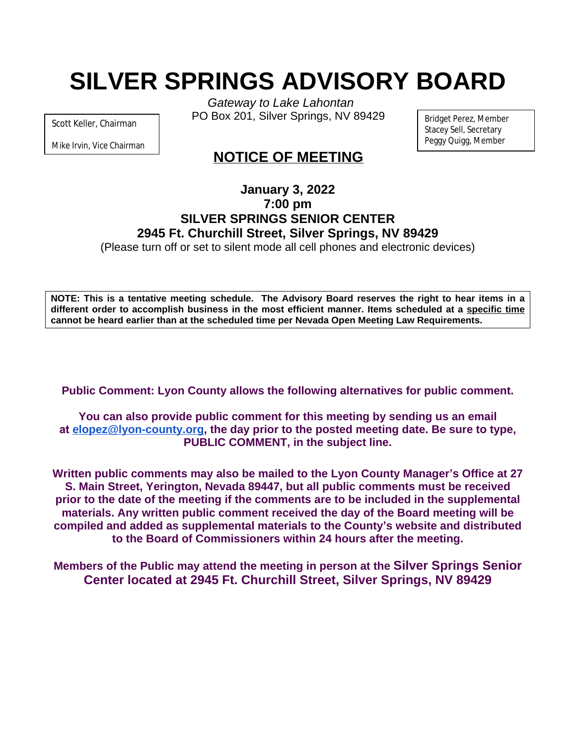# SILVER SPRINGS ADVISORY BOARD

*Gateway to Lake Lahontan*
PO Box 201, Silver Springs, NV 89429

Scott Keller, Chairman
Mike Irvin, Vice Chairman

Bridget Perez, Member
Stacey Sell, Secretary
Peggy Quigg, Member

## NOTICE OF MEETING

**January 3, 2022**
**7:00 pm**
**SILVER SPRINGS SENIOR CENTER**
**2945 Ft. Churchill Street, Silver Springs, NV 89429**
(Please turn off or set to silent mode all cell phones and electronic devices)

**NOTE: This is a tentative meeting schedule. The Advisory Board reserves the right to hear items in a different order to accomplish business in the most efficient manner. Items scheduled at a specific time cannot be heard earlier than at the scheduled time per Nevada Open Meeting Law Requirements.**

**Public Comment: Lyon County allows the following alternatives for public comment.**

**You can also provide public comment for this meeting by sending us an email at elopez@lyon-county.org, the day prior to the posted meeting date. Be sure to type, PUBLIC COMMENT, in the subject line.**

**Written public comments may also be mailed to the Lyon County Manager's Office at 27 S. Main Street, Yerington, Nevada 89447, but all public comments must be received prior to the date of the meeting if the comments are to be included in the supplemental materials. Any written public comment received the day of the Board meeting will be compiled and added as supplemental materials to the County's website and distributed to the Board of Commissioners within 24 hours after the meeting.**

**Members of the Public may attend the meeting in person at the Silver Springs Senior Center located at 2945 Ft. Churchill Street, Silver Springs, NV 89429**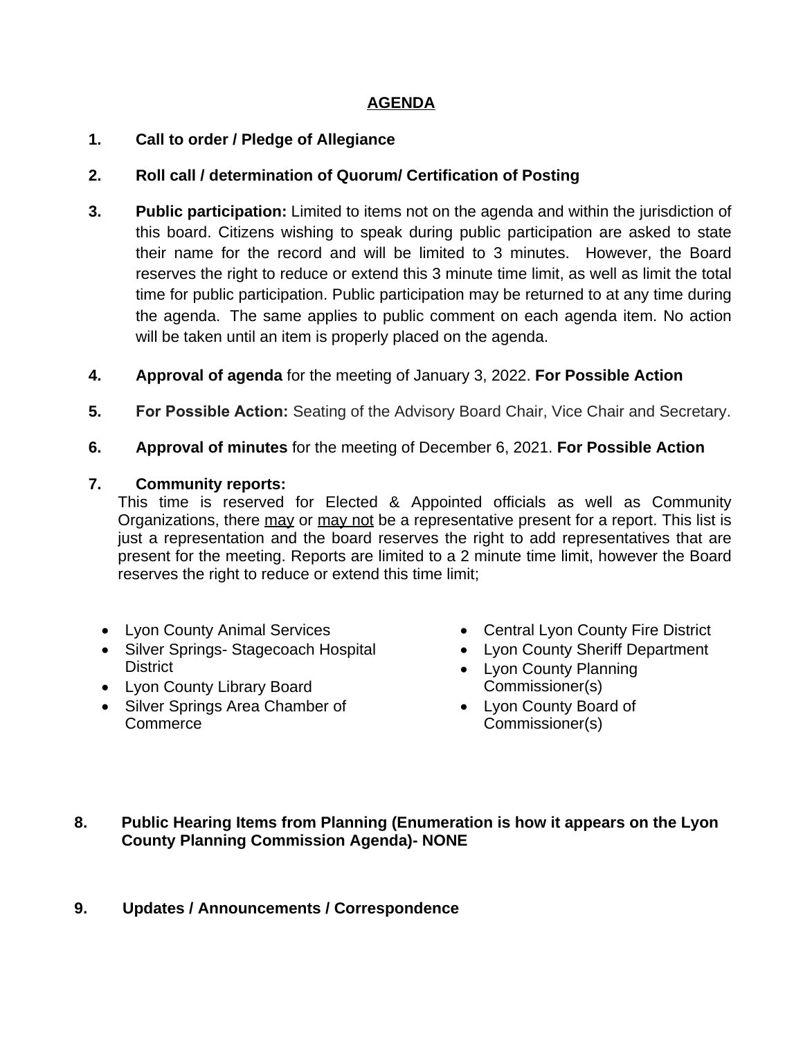## AGENDA

1. **Call to order / Pledge of Allegiance**

2. **Roll call / determination of Quorum/ Certification of Posting**

3. **Public participation:** Limited to items not on the agenda and within the jurisdiction of this board. Citizens wishing to speak during public participation are asked to state their name for the record and will be limited to 3 minutes. However, the Board reserves the right to reduce or extend this 3 minute time limit, as well as limit the total time for public participation. Public participation may be returned to at any time during the agenda. The same applies to public comment on each agenda item. No action will be taken until an item is properly placed on the agenda.

4. **Approval of agenda** for the meeting of January 3, 2022. **For Possible Action**

5. **For Possible Action:** Seating of the Advisory Board Chair, Vice Chair and Secretary.

6. **Approval of minutes** for the meeting of December 6, 2021. **For Possible Action**

7. **Community reports:**
This time is reserved for Elected & Appointed officials as well as Community Organizations, there may or may not be a representative present for a report. This list is just a representation and the board reserves the right to add representatives that are present for the meeting. Reports are limited to a 2 minute time limit, however the Board reserves the right to reduce or extend this time limit;

   - Lyon County Animal Services
   - Silver Springs- Stagecoach Hospital District
   - Lyon County Library Board
   - Silver Springs Area Chamber of Commerce
   - Central Lyon County Fire District
   - Lyon County Sheriff Department
   - Lyon County Planning Commissioner(s)
   - Lyon County Board of Commissioner(s)

8. **Public Hearing Items from Planning (Enumeration is how it appears on the Lyon County Planning Commission Agenda)- NONE**

9. **Updates / Announcements / Correspondence**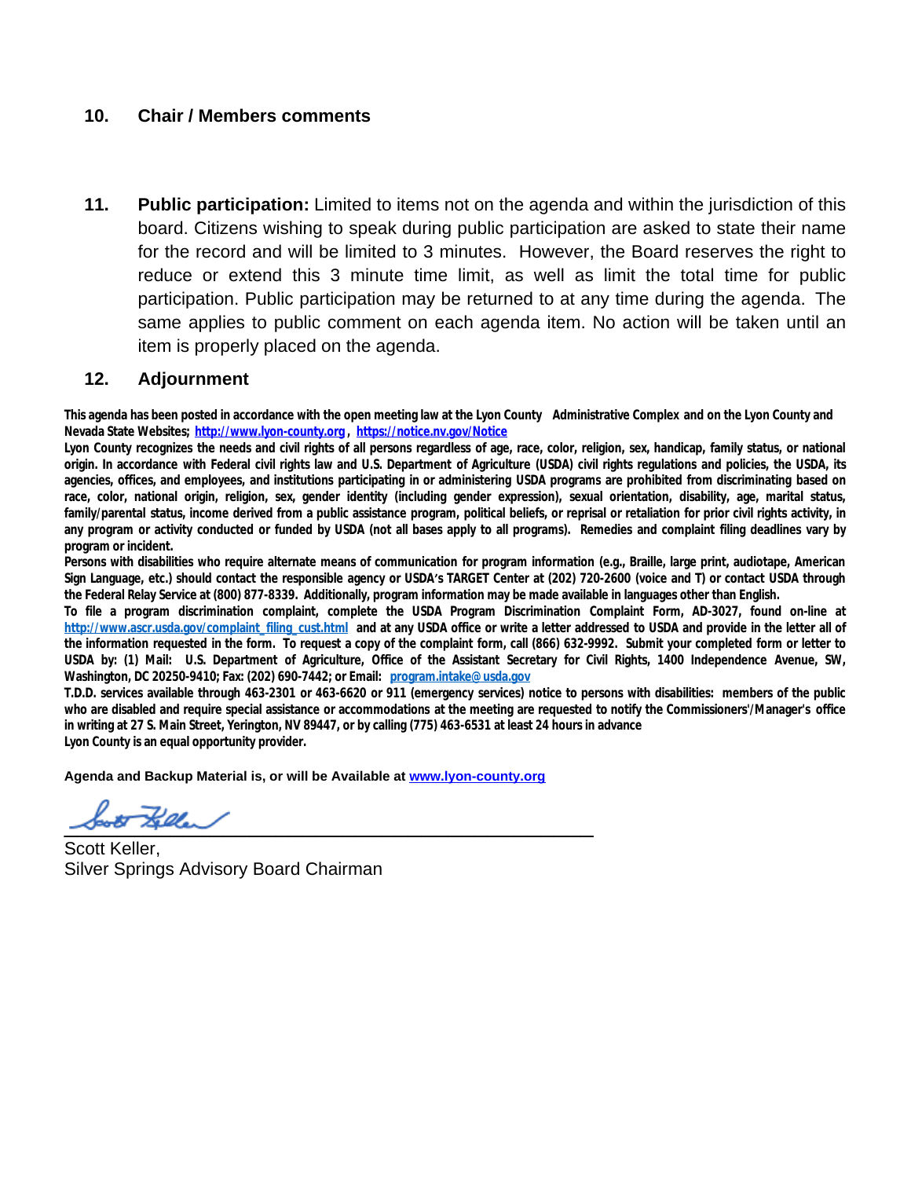**10. Chair / Members comments**

**11. Public participation:** Limited to items not on the agenda and within the jurisdiction of this board. Citizens wishing to speak during public participation are asked to state their name for the record and will be limited to 3 minutes. However, the Board reserves the right to reduce or extend this 3 minute time limit, as well as limit the total time for public participation. Public participation may be returned to at any time during the agenda. The same applies to public comment on each agenda item. No action will be taken until an item is properly placed on the agenda.

**12. Adjournment**

**This agenda has been posted in accordance with the open meeting law at the Lyon County Administrative Complex and on the Lyon County and Nevada State Websites; http://www.lyon-county.org, https://notice.nv.gov/Notice**

**Lyon County recognizes the needs and civil rights of all persons regardless of age, race, color, religion, sex, handicap, family status, or national origin. In accordance with Federal civil rights law and U.S. Department of Agriculture (USDA) civil rights regulations and policies, the USDA, its agencies, offices, and employees, and institutions participating in or administering USDA programs are prohibited from discriminating based on race, color, national origin, religion, sex, gender identity (including gender expression), sexual orientation, disability, age, marital status, family/parental status, income derived from a public assistance program, political beliefs, or reprisal or retaliation for prior civil rights activity, in any program or activity conducted or funded by USDA (not all bases apply to all programs). Remedies and complaint filing deadlines vary by program or incident.**

**Persons with disabilities who require alternate means of communication for program information (e.g., Braille, large print, audiotape, American Sign Language, etc.) should contact the responsible agency or USDA's TARGET Center at (202) 720-2600 (voice and T) or contact USDA through the Federal Relay Service at (800) 877-8339. Additionally, program information may be made available in languages other than English.**

**To file a program discrimination complaint, complete the USDA Program Discrimination Complaint Form, AD-3027, found on-line at http://www.ascr.usda.gov/complaint_filing_cust.html and at any USDA office or write a letter addressed to USDA and provide in the letter all of the information requested in the form. To request a copy of the complaint form, call (866) 632-9992. Submit your completed form or letter to USDA by: (1) Mail: U.S. Department of Agriculture, Office of the Assistant Secretary for Civil Rights, 1400 Independence Avenue, SW, Washington, DC 20250-9410; Fax: (202) 690-7442; or Email: program.intake@usda.gov**

**T.D.D. services available through 463-2301 or 463-6620 or 911 (emergency services) notice to persons with disabilities: members of the public who are disabled and require special assistance or accommodations at the meeting are requested to notify the Commissioners'/Manager's office in writing at 27 S. Main Street, Yerington, NV 89447, or by calling (775) 463-6531 at least 24 hours in advance**

**Lyon County is an equal opportunity provider.**

**Agenda and Backup Material is, or will be Available at www.lyon-county.org**

Scott Keller,
Silver Springs Advisory Board Chairman